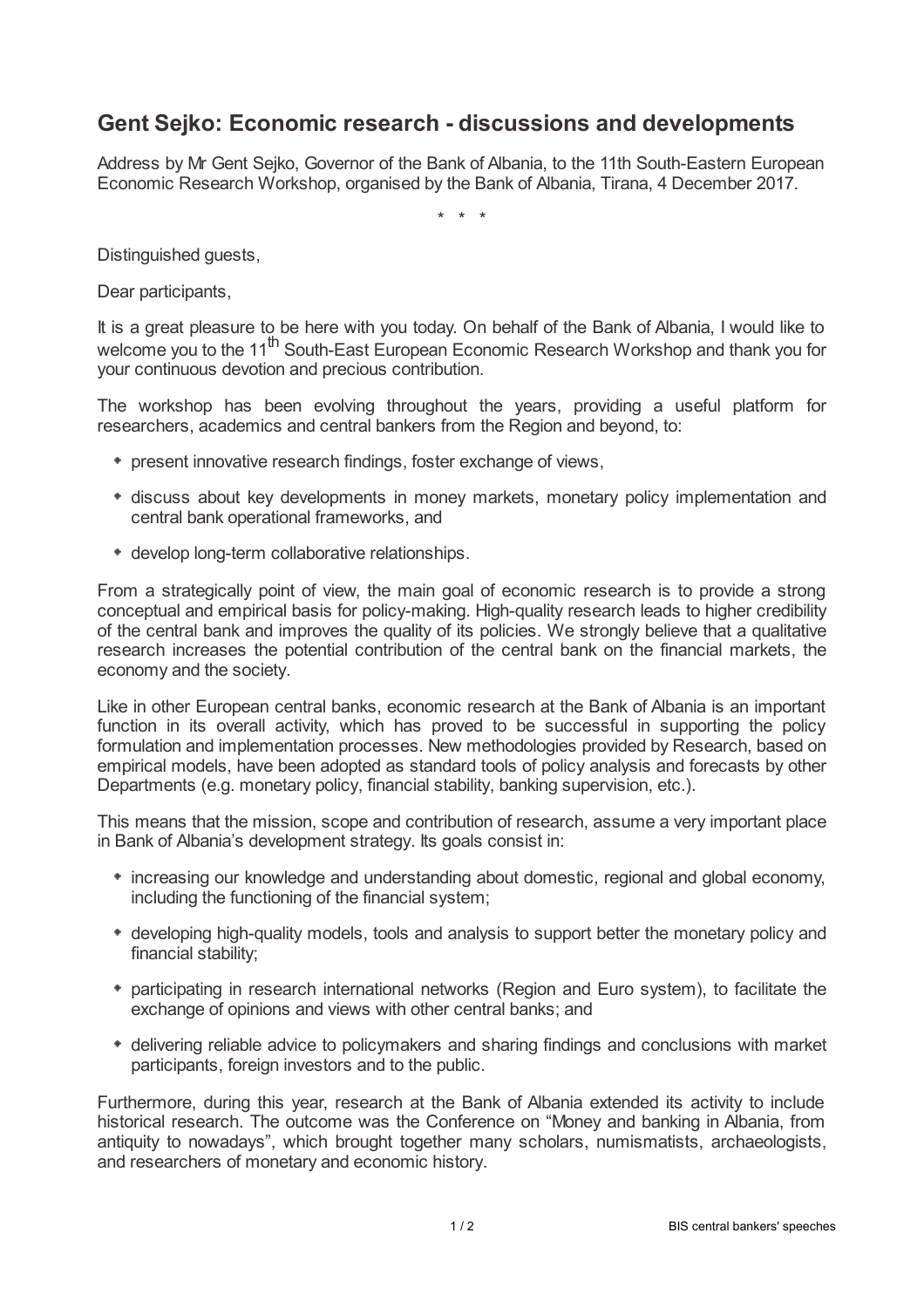# Gent Sejko: Economic research - discussions and developments

Address by Mr Gent Sejko, Governor of the Bank of Albania, to the 11th South-Eastern European Economic Research Workshop, organised by the Bank of Albania, Tirana, 4 December 2017.

\* \* \*

Distinguished guests,

Dear participants,

It is a great pleasure to be here with you today. On behalf of the Bank of Albania, I would like to welcome you to the 11th South-East European Economic Research Workshop and thank you for your continuous devotion and precious contribution.

The workshop has been evolving throughout the years, providing a useful platform for researchers, academics and central bankers from the Region and beyond, to:

- present innovative research findings, foster exchange of views,
- discuss about key developments in money markets, monetary policy implementation and central bank operational frameworks, and
- develop long-term collaborative relationships.

From a strategically point of view, the main goal of economic research is to provide a strong conceptual and empirical basis for policy-making. High-quality research leads to higher credibility of the central bank and improves the quality of its policies. We strongly believe that a qualitative research increases the potential contribution of the central bank on the financial markets, the economy and the society.

Like in other European central banks, economic research at the Bank of Albania is an important function in its overall activity, which has proved to be successful in supporting the policy formulation and implementation processes. New methodologies provided by Research, based on empirical models, have been adopted as standard tools of policy analysis and forecasts by other Departments (e.g. monetary policy, financial stability, banking supervision, etc.).

This means that the mission, scope and contribution of research, assume a very important place in Bank of Albania's development strategy. Its goals consist in:

- increasing our knowledge and understanding about domestic, regional and global economy, including the functioning of the financial system;
- developing high-quality models, tools and analysis to support better the monetary policy and financial stability;
- participating in research international networks (Region and Euro system), to facilitate the exchange of opinions and views with other central banks; and
- delivering reliable advice to policymakers and sharing findings and conclusions with market participants, foreign investors and to the public.

Furthermore, during this year, research at the Bank of Albania extended its activity to include historical research. The outcome was the Conference on "Money and banking in Albania, from antiquity to nowadays", which brought together many scholars, numismatists, archaeologists, and researchers of monetary and economic history.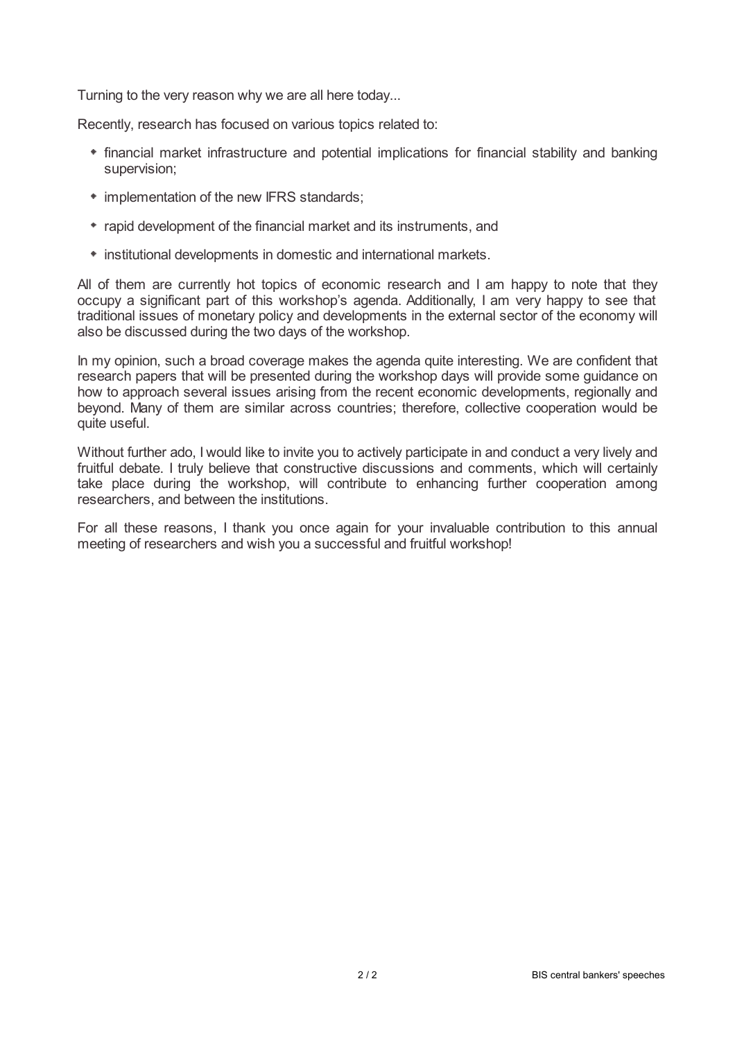Turning to the very reason why we are all here today...

Recently, research has focused on various topics related to:

- financial market infrastructure and potential implications for financial stability and banking supervision;
- implementation of the new IFRS standards;
- rapid development of the financial market and its instruments, and
- institutional developments in domestic and international markets.

All of them are currently hot topics of economic research and I am happy to note that they occupy a significant part of this workshop's agenda. Additionally, I am very happy to see that traditional issues of monetary policy and developments in the external sector of the economy will also be discussed during the two days of the workshop.

In my opinion, such a broad coverage makes the agenda quite interesting. We are confident that research papers that will be presented during the workshop days will provide some guidance on how to approach several issues arising from the recent economic developments, regionally and beyond. Many of them are similar across countries; therefore, collective cooperation would be quite useful.

Without further ado, I would like to invite you to actively participate in and conduct a very lively and fruitful debate. I truly believe that constructive discussions and comments, which will certainly take place during the workshop, will contribute to enhancing further cooperation among researchers, and between the institutions.

For all these reasons, I thank you once again for your invaluable contribution to this annual meeting of researchers and wish you a successful and fruitful workshop!